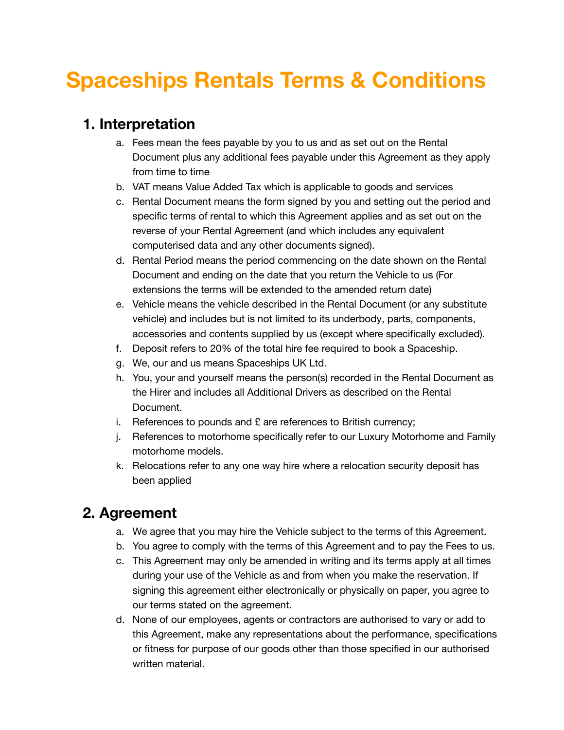# Spaceships Rentals Terms & Conditions

## 1. Interpretation

a. Fees mean the fees payable by you to us and as set out on the Rental Document plus any additional fees payable under this Agreement as they apply from time to time

b. VAT means Value Added Tax which is applicable to goods and services

c. Rental Document means the form signed by you and setting out the period and specific terms of rental to which this Agreement applies and as set out on the reverse of your Rental Agreement (and which includes any equivalent computerised data and any other documents signed).

d. Rental Period means the period commencing on the date shown on the Rental Document and ending on the date that you return the Vehicle to us (For extensions the terms will be extended to the amended return date)

e. Vehicle means the vehicle described in the Rental Document (or any substitute vehicle) and includes but is not limited to its underbody, parts, components, accessories and contents supplied by us (except where specifically excluded).

f. Deposit refers to 20% of the total hire fee required to book a Spaceship.

g. We, our and us means Spaceships UK Ltd.

h. You, your and yourself means the person(s) recorded in the Rental Document as the Hirer and includes all Additional Drivers as described on the Rental Document.

i. References to pounds and £ are references to British currency;

j. References to motorhome specifically refer to our Luxury Motorhome and Family motorhome models.

k. Relocations refer to any one way hire where a relocation security deposit has been applied

## 2. Agreement

a. We agree that you may hire the Vehicle subject to the terms of this Agreement.

b. You agree to comply with the terms of this Agreement and to pay the Fees to us.

c. This Agreement may only be amended in writing and its terms apply at all times during your use of the Vehicle as and from when you make the reservation. If signing this agreement either electronically or physically on paper, you agree to our terms stated on the agreement.

d. None of our employees, agents or contractors are authorised to vary or add to this Agreement, make any representations about the performance, specifications or fitness for purpose of our goods other than those specified in our authorised written material.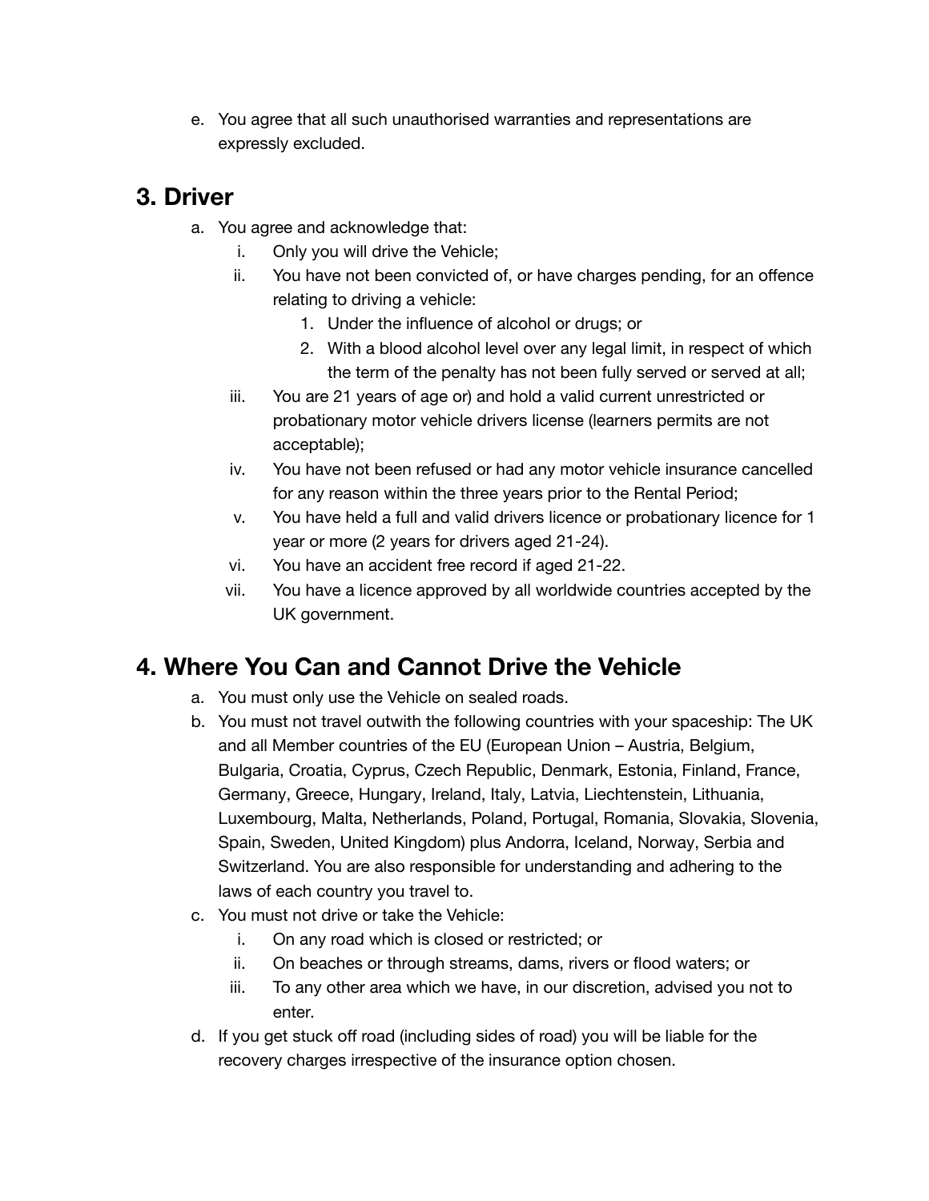e. You agree that all such unauthorised warranties and representations are expressly excluded.

## 3. Driver

a. You agree and acknowledge that:
   i. Only you will drive the Vehicle;
   ii. You have not been convicted of, or have charges pending, for an offence relating to driving a vehicle:
      1. Under the influence of alcohol or drugs; or
      2. With a blood alcohol level over any legal limit, in respect of which the term of the penalty has not been fully served or served at all;
   iii. You are 21 years of age or) and hold a valid current unrestricted or probationary motor vehicle drivers license (learners permits are not acceptable);
   iv. You have not been refused or had any motor vehicle insurance cancelled for any reason within the three years prior to the Rental Period;
   v. You have held a full and valid drivers licence or probationary licence for 1 year or more (2 years for drivers aged 21-24).
   vi. You have an accident free record if aged 21-22.
   vii. You have a licence approved by all worldwide countries accepted by the UK government.

## 4. Where You Can and Cannot Drive the Vehicle

a. You must only use the Vehicle on sealed roads.
b. You must not travel outwith the following countries with your spaceship: The UK and all Member countries of the EU (European Union – Austria, Belgium, Bulgaria, Croatia, Cyprus, Czech Republic, Denmark, Estonia, Finland, France, Germany, Greece, Hungary, Ireland, Italy, Latvia, Liechtenstein, Lithuania, Luxembourg, Malta, Netherlands, Poland, Portugal, Romania, Slovakia, Slovenia, Spain, Sweden, United Kingdom) plus Andorra, Iceland, Norway, Serbia and Switzerland. You are also responsible for understanding and adhering to the laws of each country you travel to.
c. You must not drive or take the Vehicle:
   i. On any road which is closed or restricted; or
   ii. On beaches or through streams, dams, rivers or flood waters; or
   iii. To any other area which we have, in our discretion, advised you not to enter.
d. If you get stuck off road (including sides of road) you will be liable for the recovery charges irrespective of the insurance option chosen.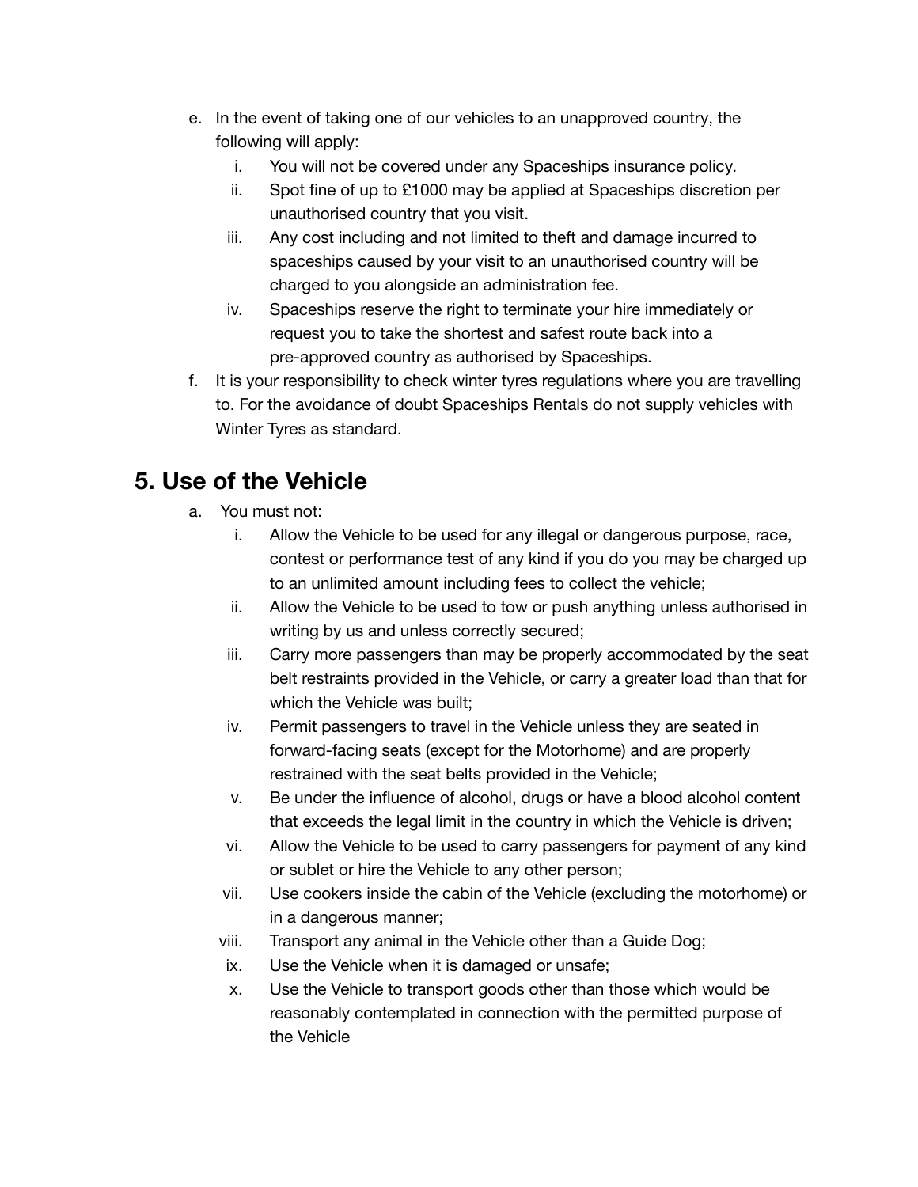e. In the event of taking one of our vehicles to an unapproved country, the following will apply:
    i. You will not be covered under any Spaceships insurance policy.
    ii. Spot fine of up to £1000 may be applied at Spaceships discretion per unauthorised country that you visit.
    iii. Any cost including and not limited to theft and damage incurred to spaceships caused by your visit to an unauthorised country will be charged to you alongside an administration fee.
    iv. Spaceships reserve the right to terminate your hire immediately or request you to take the shortest and safest route back into a pre-approved country as authorised by Spaceships.

f. It is your responsibility to check winter tyres regulations where you are travelling to. For the avoidance of doubt Spaceships Rentals do not supply vehicles with Winter Tyres as standard.

## 5. Use of the Vehicle

a. You must not:
    i. Allow the Vehicle to be used for any illegal or dangerous purpose, race, contest or performance test of any kind if you do you may be charged up to an unlimited amount including fees to collect the vehicle;
    ii. Allow the Vehicle to be used to tow or push anything unless authorised in writing by us and unless correctly secured;
    iii. Carry more passengers than may be properly accommodated by the seat belt restraints provided in the Vehicle, or carry a greater load than that for which the Vehicle was built;
    iv. Permit passengers to travel in the Vehicle unless they are seated in forward-facing seats (except for the Motorhome) and are properly restrained with the seat belts provided in the Vehicle;
    v. Be under the influence of alcohol, drugs or have a blood alcohol content that exceeds the legal limit in the country in which the Vehicle is driven;
    vi. Allow the Vehicle to be used to carry passengers for payment of any kind or sublet or hire the Vehicle to any other person;
    vii. Use cookers inside the cabin of the Vehicle (excluding the motorhome) or in a dangerous manner;
    viii. Transport any animal in the Vehicle other than a Guide Dog;
    ix. Use the Vehicle when it is damaged or unsafe;
    x. Use the Vehicle to transport goods other than those which would be reasonably contemplated in connection with the permitted purpose of the Vehicle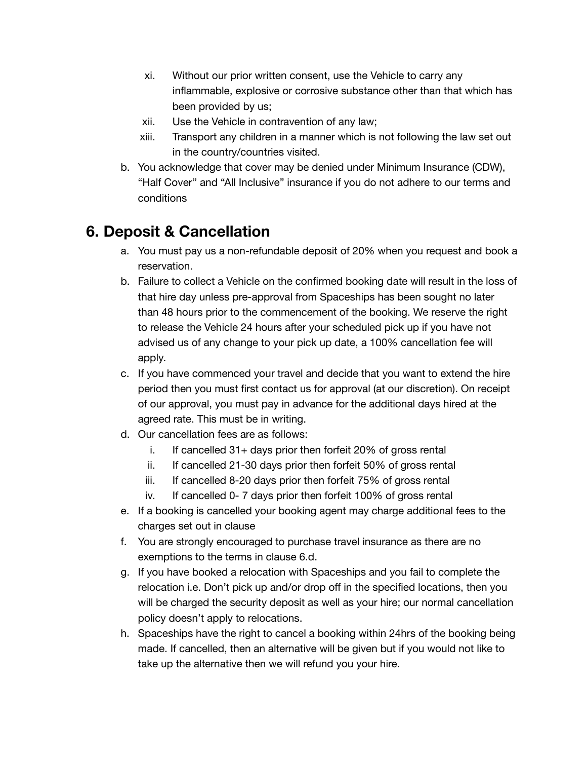xi. Without our prior written consent, use the Vehicle to carry any inflammable, explosive or corrosive substance other than that which has been provided by us;
   xii. Use the Vehicle in contravention of any law;
   xiii. Transport any children in a manner which is not following the law set out in the country/countries visited.

b. You acknowledge that cover may be denied under Minimum Insurance (CDW), "Half Cover" and "All Inclusive" insurance if you do not adhere to our terms and conditions

## 6. Deposit & Cancellation

a. You must pay us a non-refundable deposit of 20% when you request and book a reservation.
b. Failure to collect a Vehicle on the confirmed booking date will result in the loss of that hire day unless pre-approval from Spaceships has been sought no later than 48 hours prior to the commencement of the booking. We reserve the right to release the Vehicle 24 hours after your scheduled pick up if you have not advised us of any change to your pick up date, a 100% cancellation fee will apply.
c. If you have commenced your travel and decide that you want to extend the hire period then you must first contact us for approval (at our discretion). On receipt of our approval, you must pay in advance for the additional days hired at the agreed rate. This must be in writing.
d. Our cancellation fees are as follows:
   i. If cancelled 31+ days prior then forfeit 20% of gross rental
   ii. If cancelled 21-30 days prior then forfeit 50% of gross rental
   iii. If cancelled 8-20 days prior then forfeit 75% of gross rental
   iv. If cancelled 0- 7 days prior then forfeit 100% of gross rental
e. If a booking is cancelled your booking agent may charge additional fees to the charges set out in clause
f. You are strongly encouraged to purchase travel insurance as there are no exemptions to the terms in clause 6.d.
g. If you have booked a relocation with Spaceships and you fail to complete the relocation i.e. Don't pick up and/or drop off in the specified locations, then you will be charged the security deposit as well as your hire; our normal cancellation policy doesn't apply to relocations.
h. Spaceships have the right to cancel a booking within 24hrs of the booking being made. If cancelled, then an alternative will be given but if you would not like to take up the alternative then we will refund you your hire.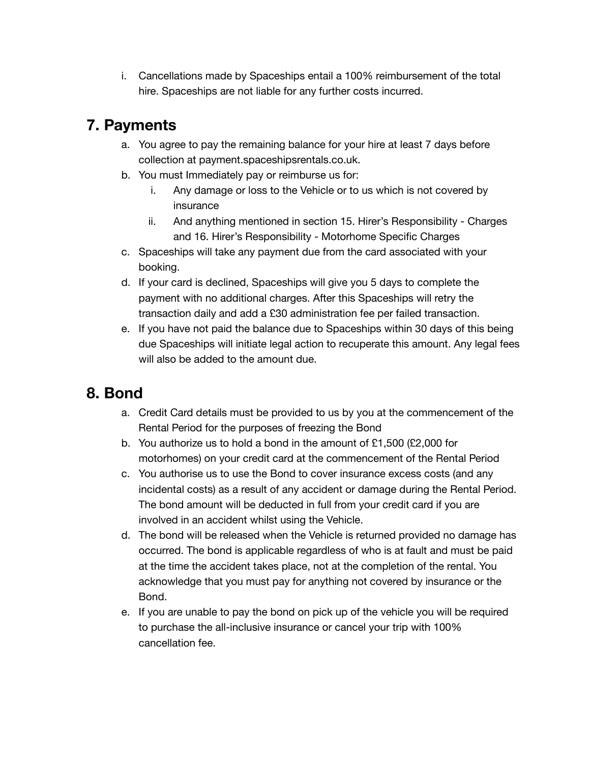i. Cancellations made by Spaceships entail a 100% reimbursement of the total hire. Spaceships are not liable for any further costs incurred.

## 7. Payments

a. You agree to pay the remaining balance for your hire at least 7 days before collection at payment.spaceshipsrentals.co.uk.

b. You must Immediately pay or reimburse us for:

   i. Any damage or loss to the Vehicle or to us which is not covered by insurance

   ii. And anything mentioned in section 15. Hirer's Responsibility - Charges and 16. Hirer's Responsibility - Motorhome Specific Charges

c. Spaceships will take any payment due from the card associated with your booking.

d. If your card is declined, Spaceships will give you 5 days to complete the payment with no additional charges. After this Spaceships will retry the transaction daily and add a £30 administration fee per failed transaction.

e. If you have not paid the balance due to Spaceships within 30 days of this being due Spaceships will initiate legal action to recuperate this amount. Any legal fees will also be added to the amount due.

## 8. Bond

a. Credit Card details must be provided to us by you at the commencement of the Rental Period for the purposes of freezing the Bond

b. You authorize us to hold a bond in the amount of £1,500 (£2,000 for motorhomes) on your credit card at the commencement of the Rental Period

c. You authorise us to use the Bond to cover insurance excess costs (and any incidental costs) as a result of any accident or damage during the Rental Period. The bond amount will be deducted in full from your credit card if you are involved in an accident whilst using the Vehicle.

d. The bond will be released when the Vehicle is returned provided no damage has occurred. The bond is applicable regardless of who is at fault and must be paid at the time the accident takes place, not at the completion of the rental. You acknowledge that you must pay for anything not covered by insurance or the Bond.

e. If you are unable to pay the bond on pick up of the vehicle you will be required to purchase the all-inclusive insurance or cancel your trip with 100% cancellation fee.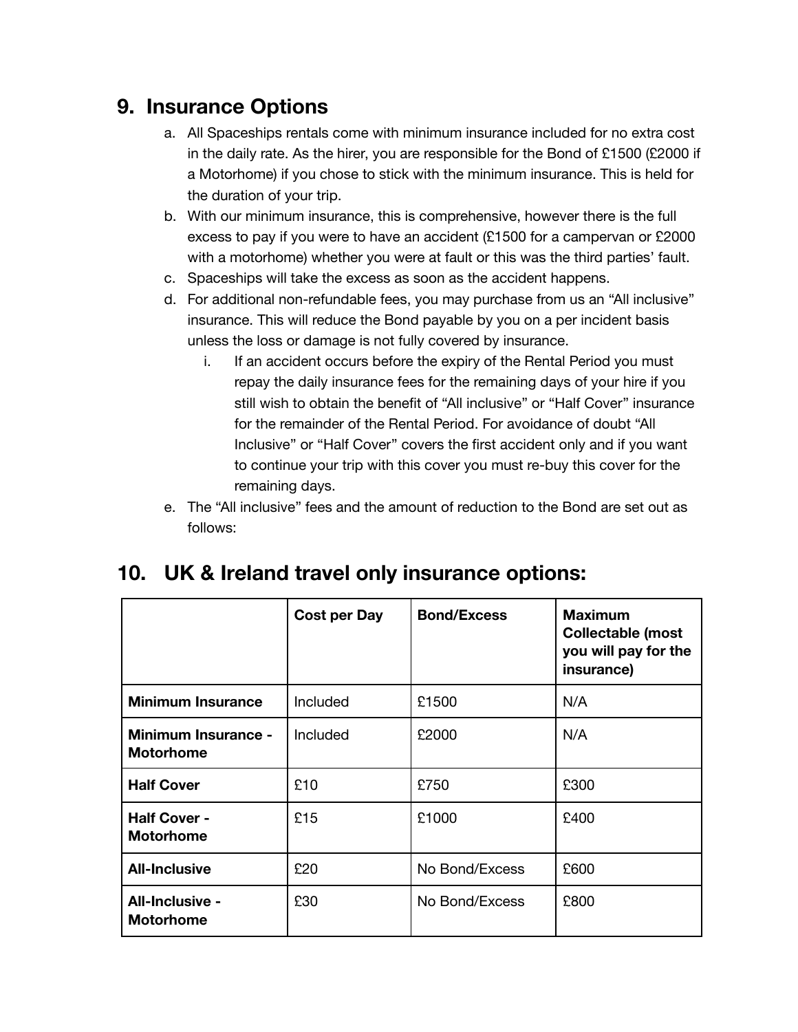## 9. Insurance Options

a. All Spaceships rentals come with minimum insurance included for no extra cost in the daily rate. As the hirer, you are responsible for the Bond of £1500 (£2000 if a Motorhome) if you chose to stick with the minimum insurance. This is held for the duration of your trip.

b. With our minimum insurance, this is comprehensive, however there is the full excess to pay if you were to have an accident (£1500 for a campervan or £2000 with a motorhome) whether you were at fault or this was the third parties' fault.

c. Spaceships will take the excess as soon as the accident happens.

d. For additional non-refundable fees, you may purchase from us an "All inclusive" insurance. This will reduce the Bond payable by you on a per incident basis unless the loss or damage is not fully covered by insurance.

   i. If an accident occurs before the expiry of the Rental Period you must repay the daily insurance fees for the remaining days of your hire if you still wish to obtain the benefit of "All inclusive" or "Half Cover" insurance for the remainder of the Rental Period. For avoidance of doubt "All Inclusive" or "Half Cover" covers the first accident only and if you want to continue your trip with this cover you must re-buy this cover for the remaining days.

e. The "All inclusive" fees and the amount of reduction to the Bond are set out as follows:

## 10. UK & Ireland travel only insurance options:

| | **Cost per Day** | **Bond/Excess** | **Maximum Collectable (most you will pay for the insurance)** |
|---|---|---|---|
| **Minimum Insurance** | Included | £1500 | N/A |
| **Minimum Insurance - Motorhome** | Included | £2000 | N/A |
| **Half Cover** | £10 | £750 | £300 |
| **Half Cover - Motorhome** | £15 | £1000 | £400 |
| **All-Inclusive** | £20 | No Bond/Excess | £600 |
| **All-Inclusive - Motorhome** | £30 | No Bond/Excess | £800 |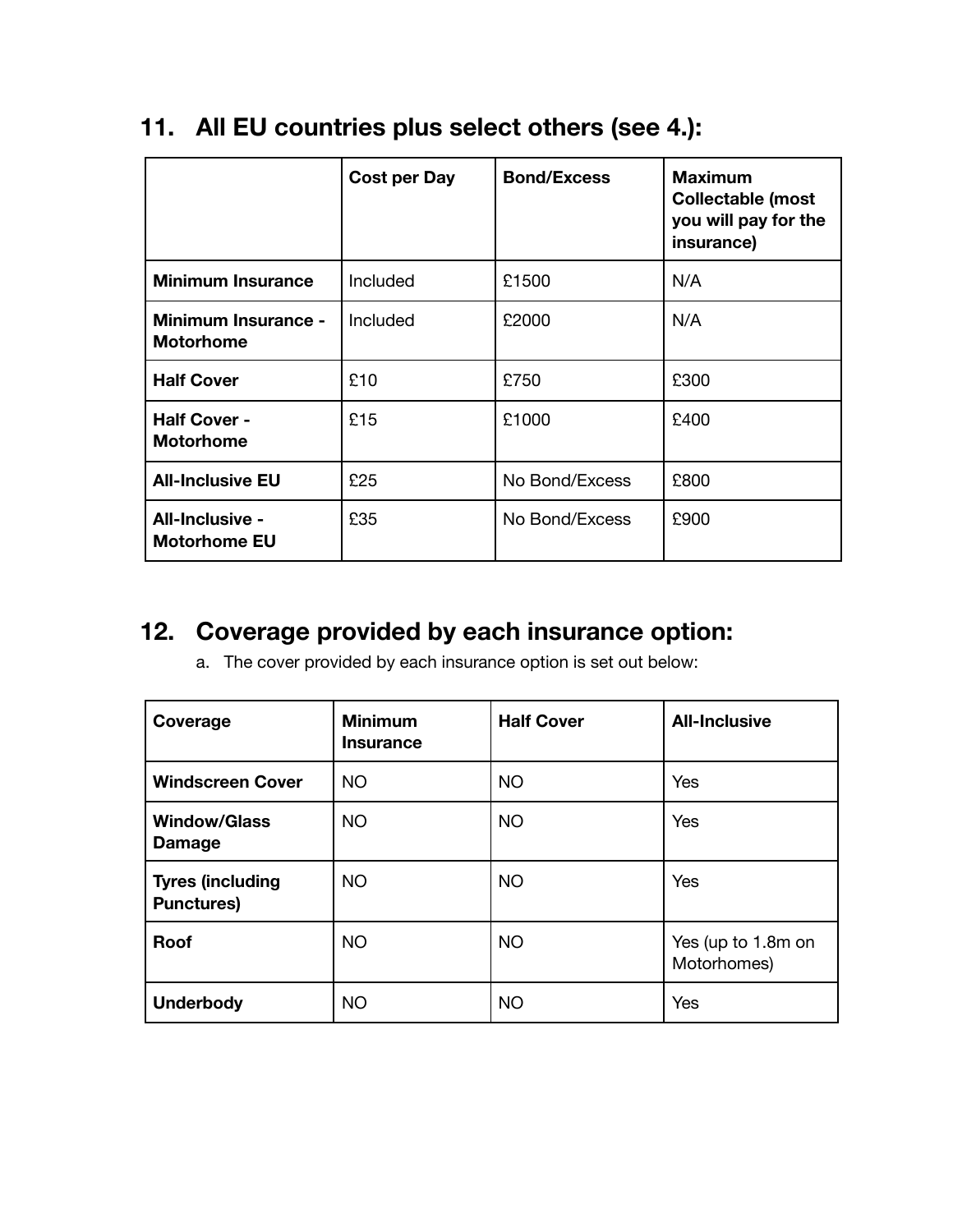## 11. All EU countries plus select others (see 4.):

| | Cost per Day | Bond/Excess | Maximum Collectable (most you will pay for the insurance) |
|---|---|---|---|
| **Minimum Insurance** | Included | £1500 | N/A |
| **Minimum Insurance - Motorhome** | Included | £2000 | N/A |
| **Half Cover** | £10 | £750 | £300 |
| **Half Cover - Motorhome** | £15 | £1000 | £400 |
| **All-Inclusive EU** | £25 | No Bond/Excess | £800 |
| **All-Inclusive - Motorhome EU** | £35 | No Bond/Excess | £900 |

## 12. Coverage provided by each insurance option:

a. The cover provided by each insurance option is set out below:

| Coverage | Minimum Insurance | Half Cover | All-Inclusive |
|---|---|---|---|
| **Windscreen Cover** | NO | NO | Yes |
| **Window/Glass Damage** | NO | NO | Yes |
| **Tyres (including Punctures)** | NO | NO | Yes |
| **Roof** | NO | NO | Yes (up to 1.8m on Motorhomes) |
| **Underbody** | NO | NO | Yes |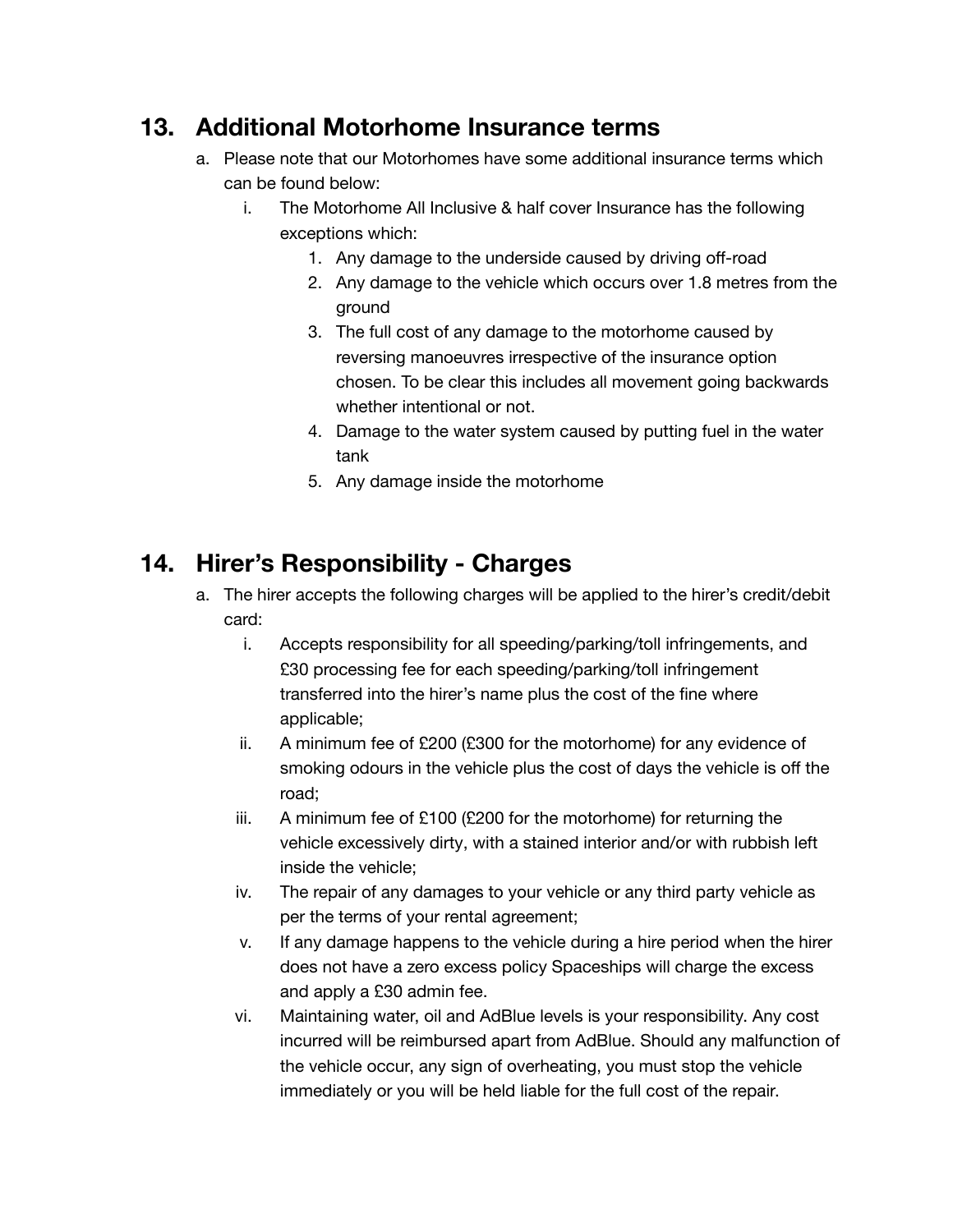## 13. Additional Motorhome Insurance terms

a. Please note that our Motorhomes have some additional insurance terms which can be found below:

    i. The Motorhome All Inclusive & half cover Insurance has the following exceptions which:

        1. Any damage to the underside caused by driving off-road
        2. Any damage to the vehicle which occurs over 1.8 metres from the ground
        3. The full cost of any damage to the motorhome caused by reversing manoeuvres irrespective of the insurance option chosen. To be clear this includes all movement going backwards whether intentional or not.
        4. Damage to the water system caused by putting fuel in the water tank
        5. Any damage inside the motorhome

## 14. Hirer's Responsibility - Charges

a. The hirer accepts the following charges will be applied to the hirer's credit/debit card:

    i. Accepts responsibility for all speeding/parking/toll infringements, and £30 processing fee for each speeding/parking/toll infringement transferred into the hirer's name plus the cost of the fine where applicable;

    ii. A minimum fee of £200 (£300 for the motorhome) for any evidence of smoking odours in the vehicle plus the cost of days the vehicle is off the road;

    iii. A minimum fee of £100 (£200 for the motorhome) for returning the vehicle excessively dirty, with a stained interior and/or with rubbish left inside the vehicle;

    iv. The repair of any damages to your vehicle or any third party vehicle as per the terms of your rental agreement;

    v. If any damage happens to the vehicle during a hire period when the hirer does not have a zero excess policy Spaceships will charge the excess and apply a £30 admin fee.

    vi. Maintaining water, oil and AdBlue levels is your responsibility. Any cost incurred will be reimbursed apart from AdBlue. Should any malfunction of the vehicle occur, any sign of overheating, you must stop the vehicle immediately or you will be held liable for the full cost of the repair.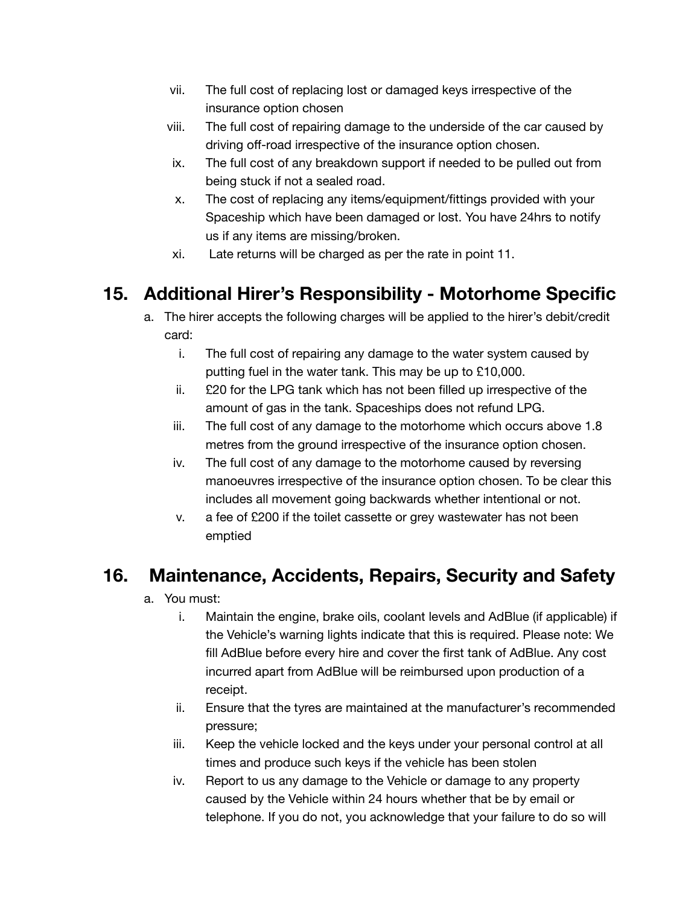vii. The full cost of replacing lost or damaged keys irrespective of the insurance option chosen
viii. The full cost of repairing damage to the underside of the car caused by driving off-road irrespective of the insurance option chosen.
ix. The full cost of any breakdown support if needed to be pulled out from being stuck if not a sealed road.
x. The cost of replacing any items/equipment/fittings provided with your Spaceship which have been damaged or lost. You have 24hrs to notify us if any items are missing/broken.
xi. Late returns will be charged as per the rate in point 11.

## 15. Additional Hirer's Responsibility - Motorhome Specific

a. The hirer accepts the following charges will be applied to the hirer's debit/credit card:
   i. The full cost of repairing any damage to the water system caused by putting fuel in the water tank. This may be up to £10,000.
   ii. £20 for the LPG tank which has not been filled up irrespective of the amount of gas in the tank. Spaceships does not refund LPG.
   iii. The full cost of any damage to the motorhome which occurs above 1.8 metres from the ground irrespective of the insurance option chosen.
   iv. The full cost of any damage to the motorhome caused by reversing manoeuvres irrespective of the insurance option chosen. To be clear this includes all movement going backwards whether intentional or not.
   v. a fee of £200 if the toilet cassette or grey wastewater has not been emptied

## 16. Maintenance, Accidents, Repairs, Security and Safety

a. You must:
   i. Maintain the engine, brake oils, coolant levels and AdBlue (if applicable) if the Vehicle's warning lights indicate that this is required. Please note: We fill AdBlue before every hire and cover the first tank of AdBlue. Any cost incurred apart from AdBlue will be reimbursed upon production of a receipt.
   ii. Ensure that the tyres are maintained at the manufacturer's recommended pressure;
   iii. Keep the vehicle locked and the keys under your personal control at all times and produce such keys if the vehicle has been stolen
   iv. Report to us any damage to the Vehicle or damage to any property caused by the Vehicle within 24 hours whether that be by email or telephone. If you do not, you acknowledge that your failure to do so will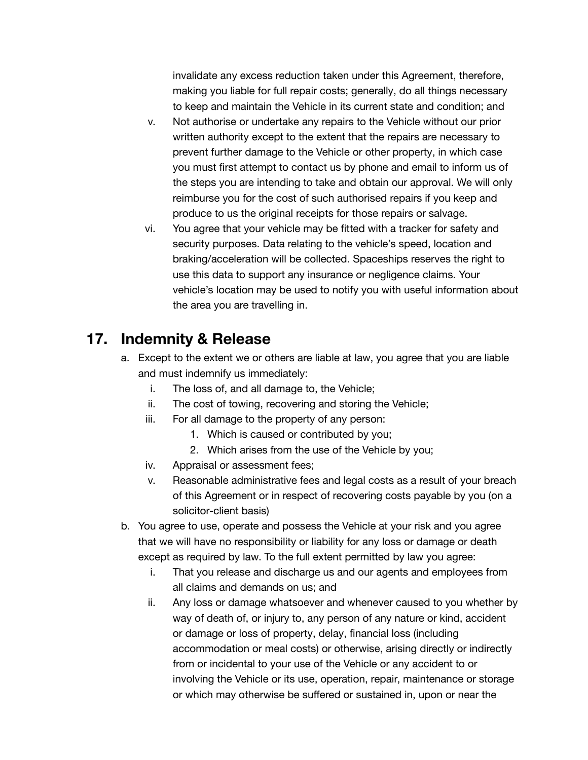invalidate any excess reduction taken under this Agreement, therefore, making you liable for full repair costs; generally, do all things necessary to keep and maintain the Vehicle in its current state and condition; and

v. Not authorise or undertake any repairs to the Vehicle without our prior written authority except to the extent that the repairs are necessary to prevent further damage to the Vehicle or other property, in which case you must first attempt to contact us by phone and email to inform us of the steps you are intending to take and obtain our approval. We will only reimburse you for the cost of such authorised repairs if you keep and produce to us the original receipts for those repairs or salvage.

vi. You agree that your vehicle may be fitted with a tracker for safety and security purposes. Data relating to the vehicle's speed, location and braking/acceleration will be collected. Spaceships reserves the right to use this data to support any insurance or negligence claims. Your vehicle's location may be used to notify you with useful information about the area you are travelling in.

## 17. Indemnity & Release

a. Except to the extent we or others are liable at law, you agree that you are liable and must indemnify us immediately:
   i. The loss of, and all damage to, the Vehicle;
   ii. The cost of towing, recovering and storing the Vehicle;
   iii. For all damage to the property of any person:
      1. Which is caused or contributed by you;
      2. Which arises from the use of the Vehicle by you;
   iv. Appraisal or assessment fees;
   v. Reasonable administrative fees and legal costs as a result of your breach of this Agreement or in respect of recovering costs payable by you (on a solicitor-client basis)

b. You agree to use, operate and possess the Vehicle at your risk and you agree that we will have no responsibility or liability for any loss or damage or death except as required by law. To the full extent permitted by law you agree:
   i. That you release and discharge us and our agents and employees from all claims and demands on us; and
   ii. Any loss or damage whatsoever and whenever caused to you whether by way of death of, or injury to, any person of any nature or kind, accident or damage or loss of property, delay, financial loss (including accommodation or meal costs) or otherwise, arising directly or indirectly from or incidental to your use of the Vehicle or any accident to or involving the Vehicle or its use, operation, repair, maintenance or storage or which may otherwise be suffered or sustained in, upon or near the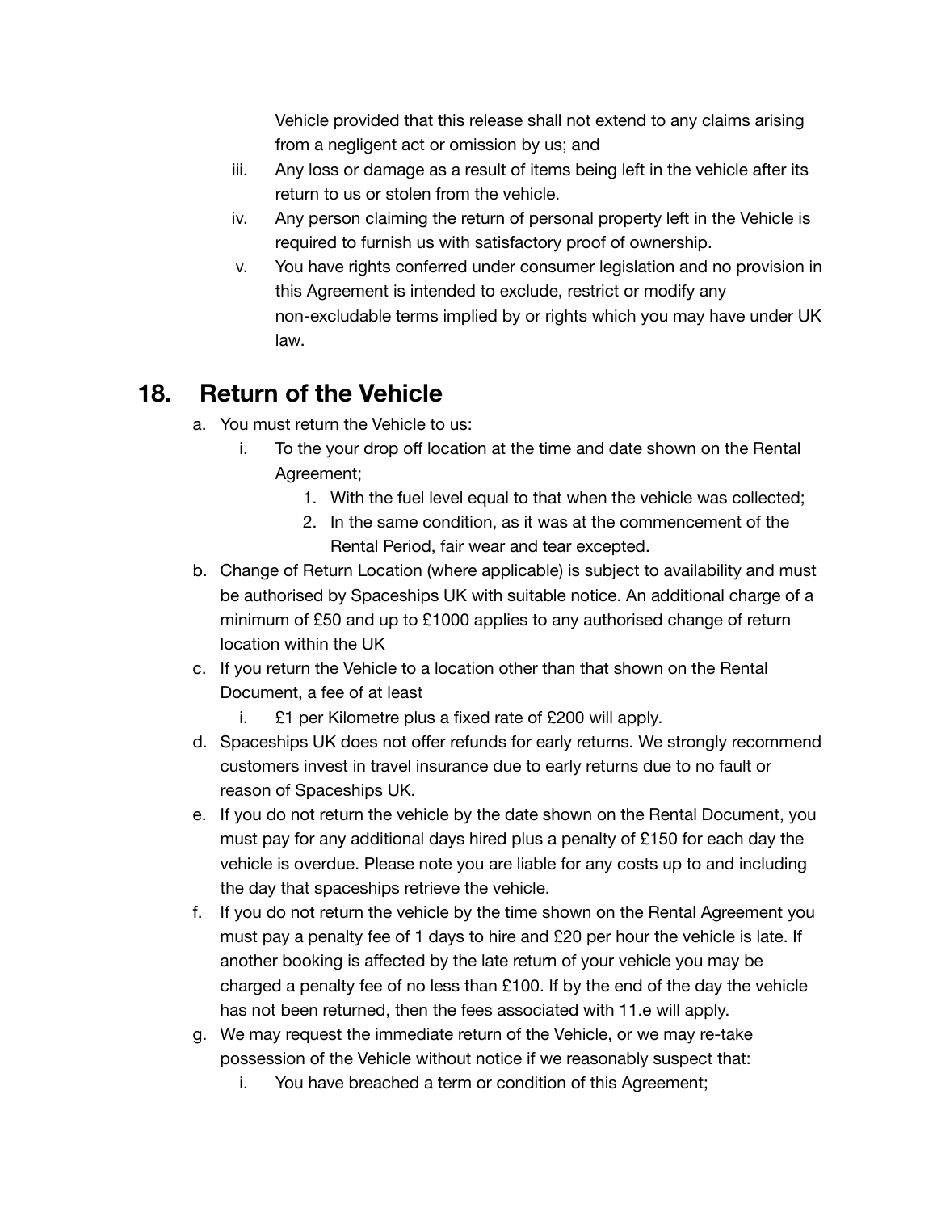Vehicle provided that this release shall not extend to any claims arising from a negligent act or omission by us; and

iii. Any loss or damage as a result of items being left in the vehicle after its return to us or stolen from the vehicle.

iv. Any person claiming the return of personal property left in the Vehicle is required to furnish us with satisfactory proof of ownership.

v. You have rights conferred under consumer legislation and no provision in this Agreement is intended to exclude, restrict or modify any non-excludable terms implied by or rights which you may have under UK law.

## 18. Return of the Vehicle

a. You must return the Vehicle to us:
   i. To the your drop off location at the time and date shown on the Rental Agreement;
      1. With the fuel level equal to that when the vehicle was collected;
      2. In the same condition, as it was at the commencement of the Rental Period, fair wear and tear excepted.

b. Change of Return Location (where applicable) is subject to availability and must be authorised by Spaceships UK with suitable notice. An additional charge of a minimum of £50 and up to £1000 applies to any authorised change of return location within the UK

c. If you return the Vehicle to a location other than that shown on the Rental Document, a fee of at least
   i. £1 per Kilometre plus a fixed rate of £200 will apply.

d. Spaceships UK does not offer refunds for early returns. We strongly recommend customers invest in travel insurance due to early returns due to no fault or reason of Spaceships UK.

e. If you do not return the vehicle by the date shown on the Rental Document, you must pay for any additional days hired plus a penalty of £150 for each day the vehicle is overdue. Please note you are liable for any costs up to and including the day that spaceships retrieve the vehicle.

f. If you do not return the vehicle by the time shown on the Rental Agreement you must pay a penalty fee of 1 days to hire and £20 per hour the vehicle is late. If another booking is affected by the late return of your vehicle you may be charged a penalty fee of no less than £100. If by the end of the day the vehicle has not been returned, then the fees associated with 11.e will apply.

g. We may request the immediate return of the Vehicle, or we may re-take possession of the Vehicle without notice if we reasonably suspect that:
   i. You have breached a term or condition of this Agreement;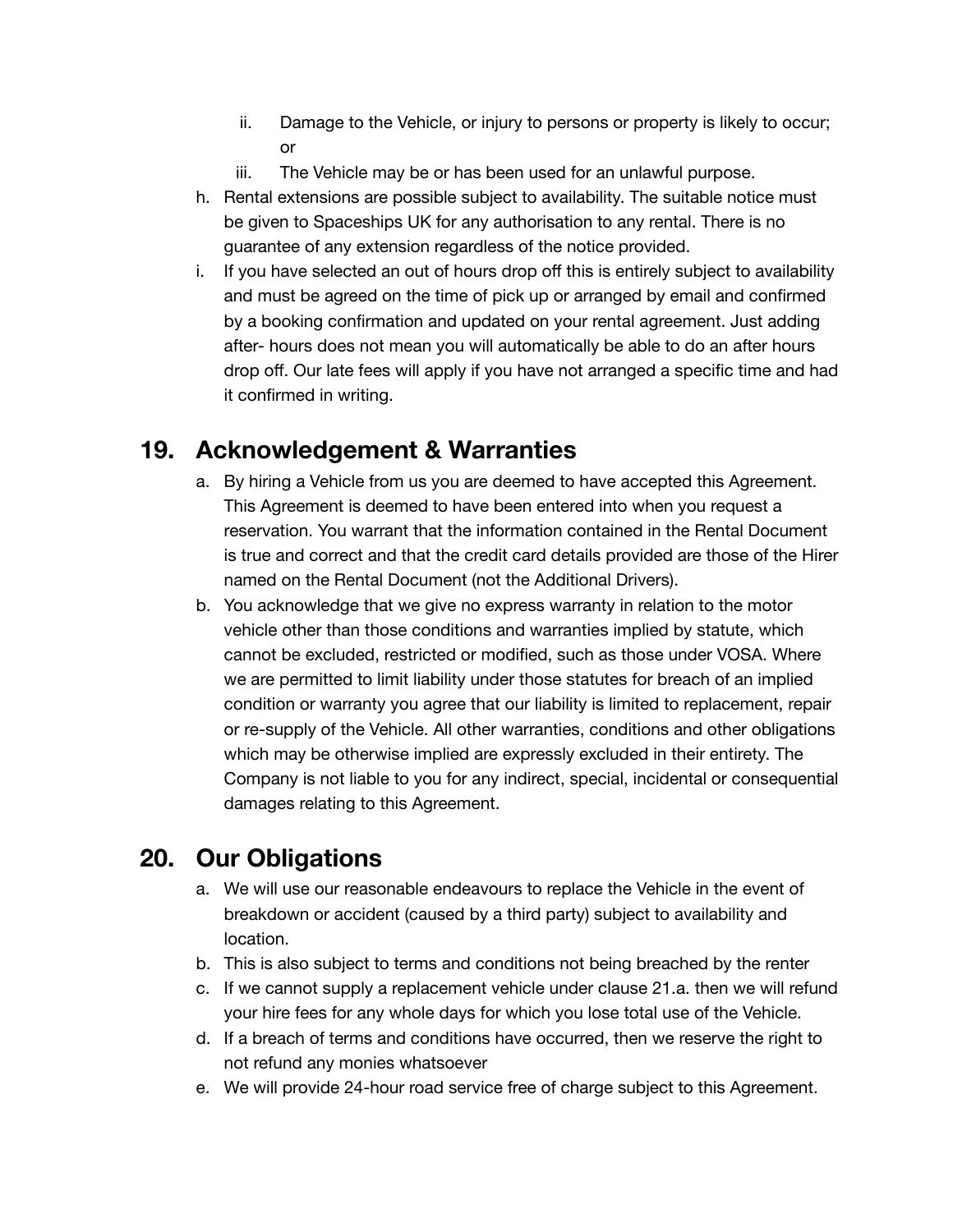ii. Damage to the Vehicle, or injury to persons or property is likely to occur; or
   iii. The Vehicle may be or has been used for an unlawful purpose.

h. Rental extensions are possible subject to availability. The suitable notice must be given to Spaceships UK for any authorisation to any rental. There is no guarantee of any extension regardless of the notice provided.

i. If you have selected an out of hours drop off this is entirely subject to availability and must be agreed on the time of pick up or arranged by email and confirmed by a booking confirmation and updated on your rental agreement. Just adding after- hours does not mean you will automatically be able to do an after hours drop off. Our late fees will apply if you have not arranged a specific time and had it confirmed in writing.

## 19. Acknowledgement & Warranties

a. By hiring a Vehicle from us you are deemed to have accepted this Agreement. This Agreement is deemed to have been entered into when you request a reservation. You warrant that the information contained in the Rental Document is true and correct and that the credit card details provided are those of the Hirer named on the Rental Document (not the Additional Drivers).

b. You acknowledge that we give no express warranty in relation to the motor vehicle other than those conditions and warranties implied by statute, which cannot be excluded, restricted or modified, such as those under VOSA. Where we are permitted to limit liability under those statutes for breach of an implied condition or warranty you agree that our liability is limited to replacement, repair or re-supply of the Vehicle. All other warranties, conditions and other obligations which may be otherwise implied are expressly excluded in their entirety. The Company is not liable to you for any indirect, special, incidental or consequential damages relating to this Agreement.

## 20. Our Obligations

a. We will use our reasonable endeavours to replace the Vehicle in the event of breakdown or accident (caused by a third party) subject to availability and location.

b. This is also subject to terms and conditions not being breached by the renter

c. If we cannot supply a replacement vehicle under clause 21.a. then we will refund your hire fees for any whole days for which you lose total use of the Vehicle.

d. If a breach of terms and conditions have occurred, then we reserve the right to not refund any monies whatsoever

e. We will provide 24-hour road service free of charge subject to this Agreement.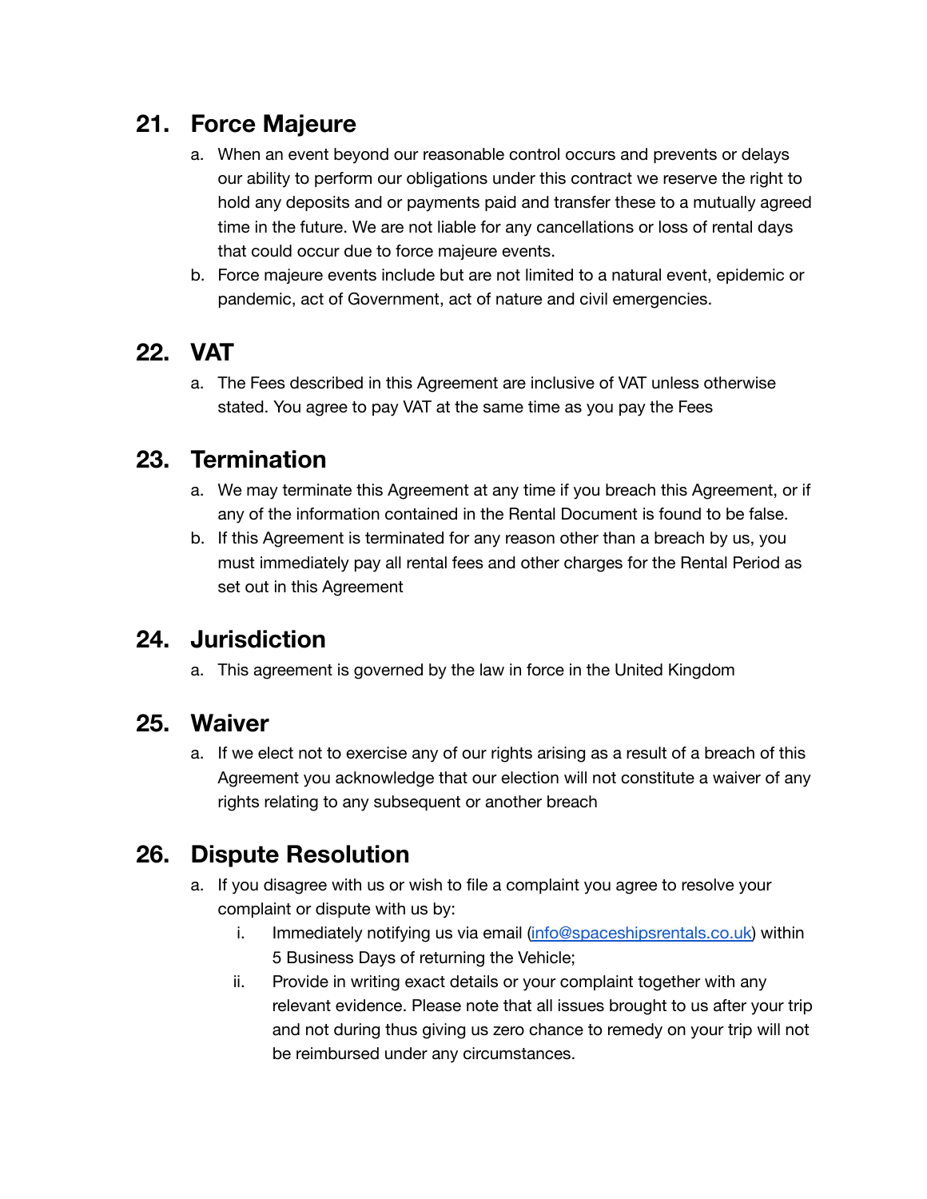## 21. Force Majeure

a. When an event beyond our reasonable control occurs and prevents or delays our ability to perform our obligations under this contract we reserve the right to hold any deposits and or payments paid and transfer these to a mutually agreed time in the future. We are not liable for any cancellations or loss of rental days that could occur due to force majeure events.

b. Force majeure events include but are not limited to a natural event, epidemic or pandemic, act of Government, act of nature and civil emergencies.

## 22. VAT

a. The Fees described in this Agreement are inclusive of VAT unless otherwise stated. You agree to pay VAT at the same time as you pay the Fees

## 23. Termination

a. We may terminate this Agreement at any time if you breach this Agreement, or if any of the information contained in the Rental Document is found to be false.

b. If this Agreement is terminated for any reason other than a breach by us, you must immediately pay all rental fees and other charges for the Rental Period as set out in this Agreement

## 24. Jurisdiction

a. This agreement is governed by the law in force in the United Kingdom

## 25. Waiver

a. If we elect not to exercise any of our rights arising as a result of a breach of this Agreement you acknowledge that our election will not constitute a waiver of any rights relating to any subsequent or another breach

## 26. Dispute Resolution

a. If you disagree with us or wish to file a complaint you agree to resolve your complaint or dispute with us by:

   i. Immediately notifying us via email (info@spaceshipsrentals.co.uk) within 5 Business Days of returning the Vehicle;

   ii. Provide in writing exact details or your complaint together with any relevant evidence. Please note that all issues brought to us after your trip and not during thus giving us zero chance to remedy on your trip will not be reimbursed under any circumstances.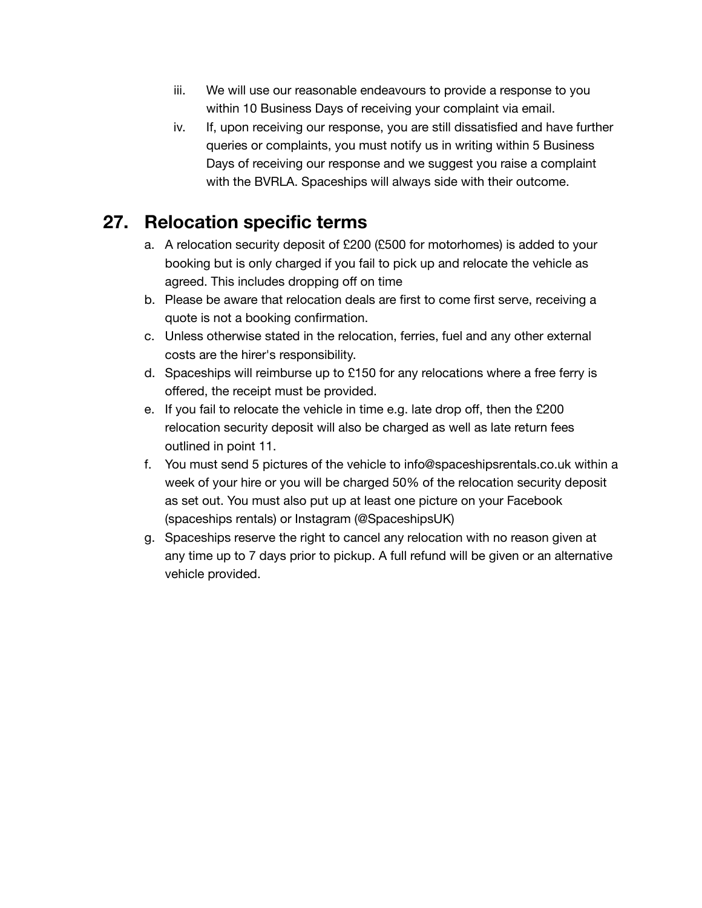iii. We will use our reasonable endeavours to provide a response to you within 10 Business Days of receiving your complaint via email.

iv. If, upon receiving our response, you are still dissatisfied and have further queries or complaints, you must notify us in writing within 5 Business Days of receiving our response and we suggest you raise a complaint with the BVRLA. Spaceships will always side with their outcome.

## 27. Relocation specific terms

a. A relocation security deposit of £200 (£500 for motorhomes) is added to your booking but is only charged if you fail to pick up and relocate the vehicle as agreed. This includes dropping off on time

b. Please be aware that relocation deals are first to come first serve, receiving a quote is not a booking confirmation.

c. Unless otherwise stated in the relocation, ferries, fuel and any other external costs are the hirer's responsibility.

d. Spaceships will reimburse up to £150 for any relocations where a free ferry is offered, the receipt must be provided.

e. If you fail to relocate the vehicle in time e.g. late drop off, then the £200 relocation security deposit will also be charged as well as late return fees outlined in point 11.

f. You must send 5 pictures of the vehicle to info@spaceshipsrentals.co.uk within a week of your hire or you will be charged 50% of the relocation security deposit as set out. You must also put up at least one picture on your Facebook (spaceships rentals) or Instagram (@SpaceshipsUK)

g. Spaceships reserve the right to cancel any relocation with no reason given at any time up to 7 days prior to pickup. A full refund will be given or an alternative vehicle provided.